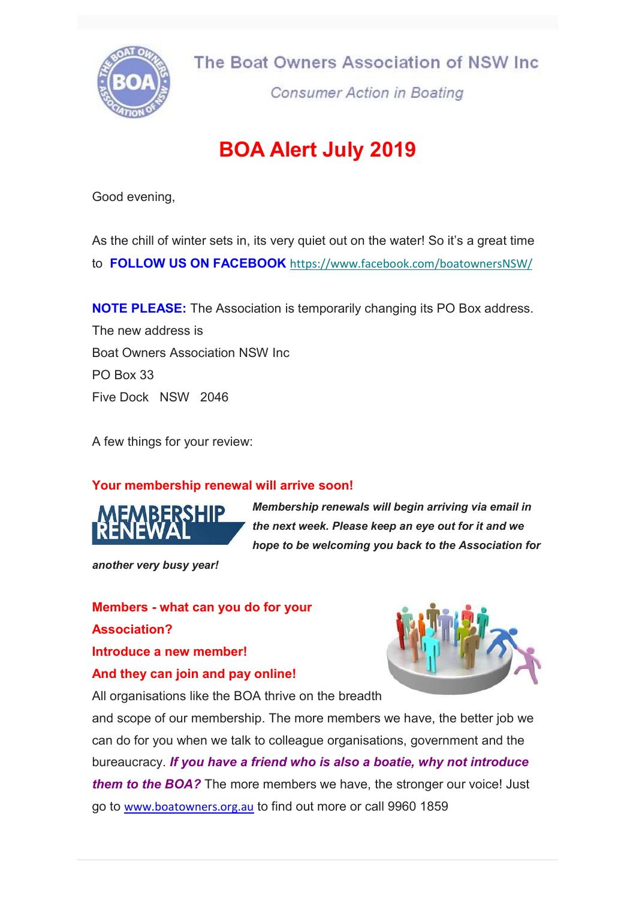The Boat Owners Association of NSW Inc

*Consumer Action in Boating*

# BOA Alert July 2019

Good evening,

As the chill of winter sets in, its very quiet out on the water! So it's a great time to **FOLLOW US ON FACEBOOK** https://www.facebook.com/boatownersNSW/

**NOTE PLEASE:** The Association is temporarily changing its PO Box address.
The new address is
Boat Owners Association NSW Inc
PO Box 33
Five Dock NSW 2046

A few things for your review:

## Your membership renewal will arrive soon!

***Membership renewals will begin arriving via email in the next week. Please keep an eye out for it and we hope to be welcoming you back to the Association for another very busy year!***

## Members - what can you do for your Association?
## Introduce a new member!
## And they can join and pay online!

All organisations like the BOA thrive on the breadth and scope of our membership. The more members we have, the better job we can do for you when we talk to colleague organisations, government and the bureaucracy. ***If you have a friend who is also a boatie, why not introduce them to the BOA?*** The more members we have, the stronger our voice! Just go to www.boatowners.org.au to find out more or call 9960 1859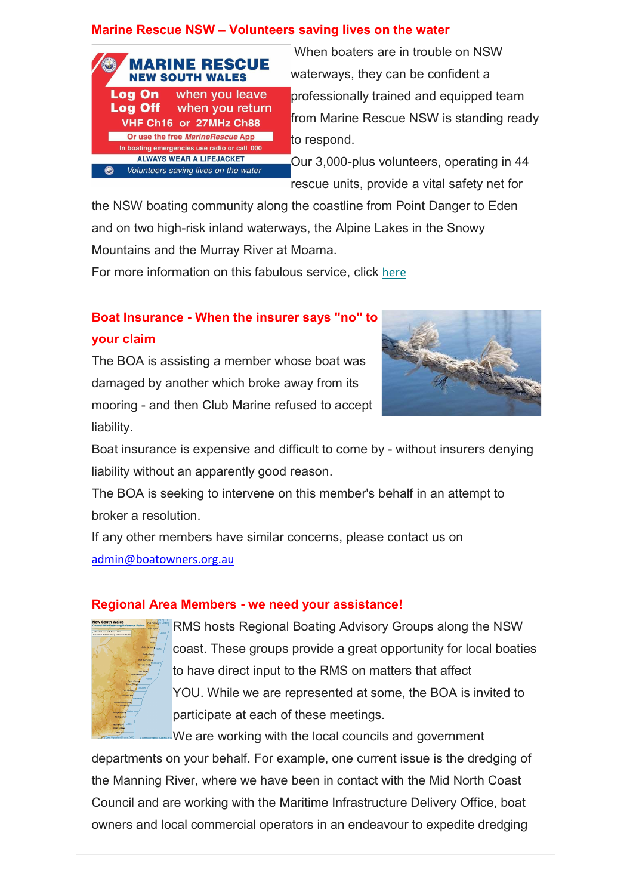## Marine Rescue NSW – Volunteers saving lives on the water

When boaters are in trouble on NSW waterways, they can be confident a professionally trained and equipped team from Marine Rescue NSW is standing ready to respond.

Our 3,000-plus volunteers, operating in 44 rescue units, provide a vital safety net for the NSW boating community along the coastline from Point Danger to Eden and on two high-risk inland waterways, the Alpine Lakes in the Snowy Mountains and the Murray River at Moama.

For more information on this fabulous service, click here

## Boat Insurance - When the insurer says "no" to your claim

The BOA is assisting a member whose boat was damaged by another which broke away from its mooring - and then Club Marine refused to accept liability.

Boat insurance is expensive and difficult to come by - without insurers denying liability without an apparently good reason.

The BOA is seeking to intervene on this member's behalf in an attempt to broker a resolution.

If any other members have similar concerns, please contact us on admin@boatowners.org.au

## Regional Area Members - we need your assistance!

RMS hosts Regional Boating Advisory Groups along the NSW coast. These groups provide a great opportunity for local boaties to have direct input to the RMS on matters that affect YOU. While we are represented at some, the BOA is invited to participate at each of these meetings.

We are working with the local councils and government departments on your behalf. For example, one current issue is the dredging of the Manning River, where we have been in contact with the Mid North Coast Council and are working with the Maritime Infrastructure Delivery Office, boat owners and local commercial operators in an endeavour to expedite dredging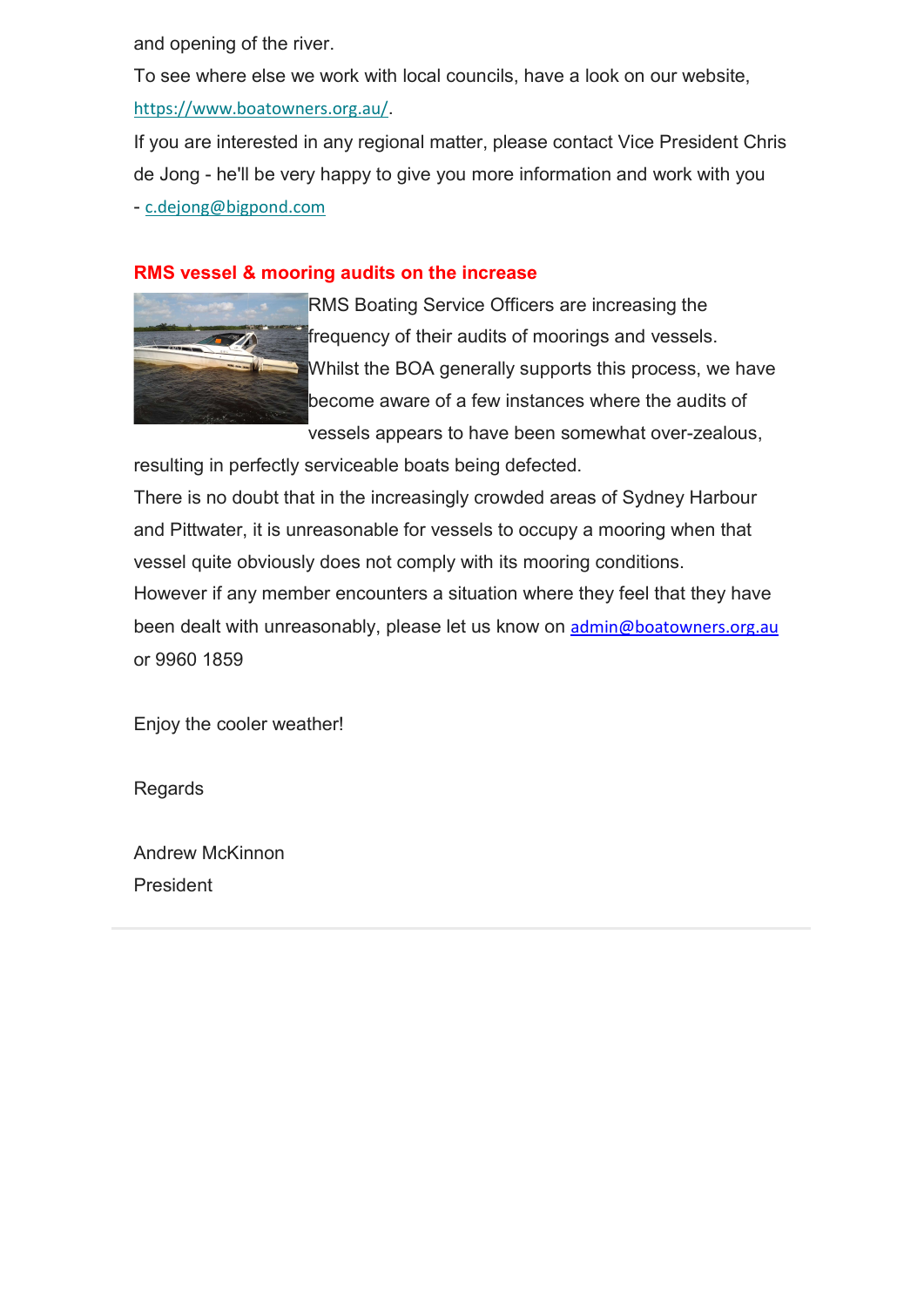and opening of the river.

To see where else we work with local councils, have a look on our website, https://www.boatowners.org.au/.

If you are interested in any regional matter, please contact Vice President Chris de Jong - he'll be very happy to give you more information and work with you - c.dejong@bigpond.com

## RMS vessel & mooring audits on the increase

RMS Boating Service Officers are increasing the frequency of their audits of moorings and vessels. Whilst the BOA generally supports this process, we have become aware of a few instances where the audits of vessels appears to have been somewhat over-zealous, resulting in perfectly serviceable boats being defected.

There is no doubt that in the increasingly crowded areas of Sydney Harbour and Pittwater, it is unreasonable for vessels to occupy a mooring when that vessel quite obviously does not comply with its mooring conditions.

However if any member encounters a situation where they feel that they have been dealt with unreasonably, please let us know on admin@boatowners.org.au or 9960 1859

Enjoy the cooler weather!

Regards

Andrew McKinnon
President